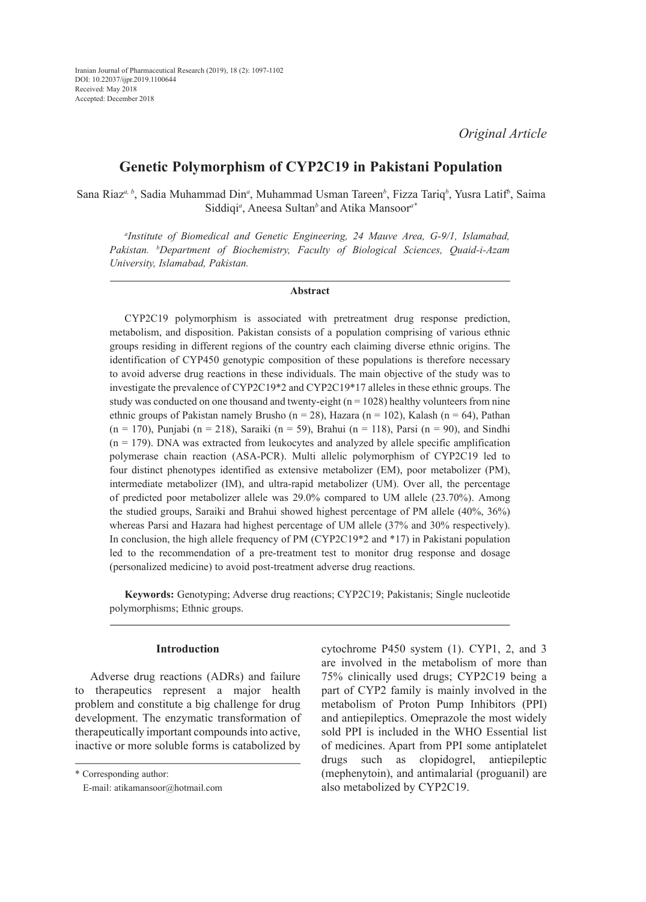Iranian Journal of Pharmaceutical Research (2019), 18 (2): 1097-1102
DOI: 10.22037/ijpr.2019.1100644
Received: May 2018
Accepted: December 2018

*Original Article*

# Genetic Polymorphism of CYP2C19 in Pakistani Population

Sana Riaz[a, b], Sadia Muhammad Din[a], Muhammad Usman Tareen[b], Fizza Tariq[b], Yusra Latif[b], Saima Siddiqi[a], Aneesa Sultan[b] and Atika Mansoor[a*]

*[a]Institute of Biomedical and Genetic Engineering, 24 Mauve Area, G-9/1, Islamabad, Pakistan. [b]Department of Biochemistry, Faculty of Biological Sciences, Quaid-i-Azam University, Islamabad, Pakistan.*

## Abstract

CYP2C19 polymorphism is associated with pretreatment drug response prediction, metabolism, and disposition. Pakistan consists of a population comprising of various ethnic groups residing in different regions of the country each claiming diverse ethnic origins. The identification of CYP450 genotypic composition of these populations is therefore necessary to avoid adverse drug reactions in these individuals. The main objective of the study was to investigate the prevalence of CYP2C19*2 and CYP2C19*17 alleles in these ethnic groups. The study was conducted on one thousand and twenty-eight (n = 1028) healthy volunteers from nine ethnic groups of Pakistan namely Brusho (n = 28), Hazara (n = 102), Kalash (n = 64), Pathan (n = 170), Punjabi (n = 218), Saraiki (n = 59), Brahui (n = 118), Parsi (n = 90), and Sindhi (n = 179). DNA was extracted from leukocytes and analyzed by allele specific amplification polymerase chain reaction (ASA-PCR). Multi allelic polymorphism of CYP2C19 led to four distinct phenotypes identified as extensive metabolizer (EM), poor metabolizer (PM), intermediate metabolizer (IM), and ultra-rapid metabolizer (UM). Over all, the percentage of predicted poor metabolizer allele was 29.0% compared to UM allele (23.70%). Among the studied groups, Saraiki and Brahui showed highest percentage of PM allele (40%, 36%) whereas Parsi and Hazara had highest percentage of UM allele (37% and 30% respectively). In conclusion, the high allele frequency of PM (CYP2C19*2 and *17) in Pakistani population led to the recommendation of a pre-treatment test to monitor drug response and dosage (personalized medicine) to avoid post-treatment adverse drug reactions.

**Keywords:** Genotyping; Adverse drug reactions; CYP2C19; Pakistanis; Single nucleotide polymorphisms; Ethnic groups.

## Introduction

Adverse drug reactions (ADRs) and failure to therapeutics represent a major health problem and constitute a big challenge for drug development. The enzymatic transformation of therapeutically important compounds into active, inactive or more soluble forms is catabolized by cytochrome P450 system (1). CYP1, 2, and 3 are involved in the metabolism of more than 75% clinically used drugs; CYP2C19 being a part of CYP2 family is mainly involved in the metabolism of Proton Pump Inhibitors (PPI) and antiepileptics. Omeprazole the most widely sold PPI is included in the WHO Essential list of medicines. Apart from PPI some antiplatelet drugs such as clopidogrel, antiepileptic (mephenytoin), and antimalarial (proguanil) are also metabolized by CYP2C19.

\* Corresponding author:
E-mail: atikamansoor@hotmail.com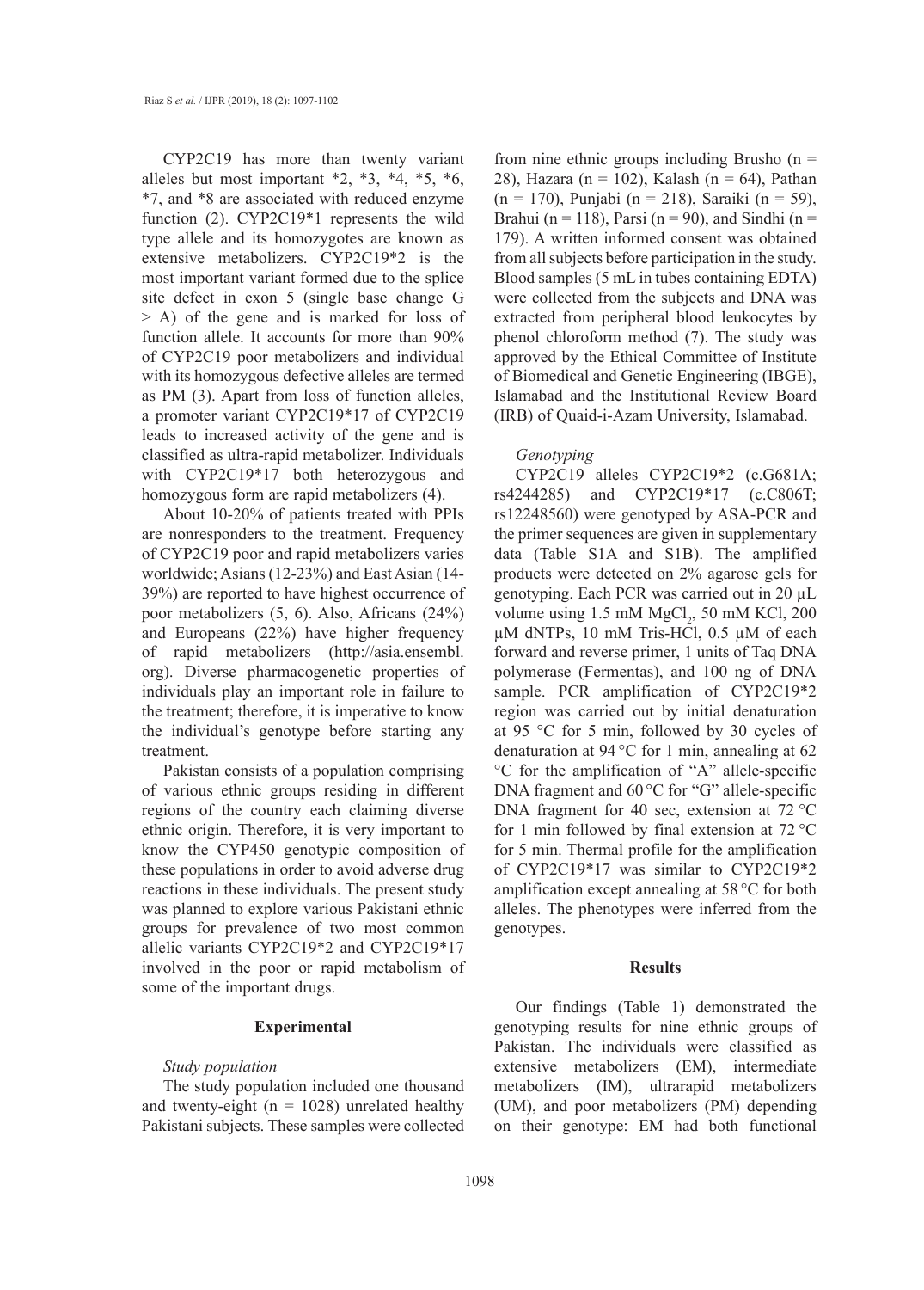CYP2C19 has more than twenty variant alleles but most important *2, *3, *4, *5, *6, *7, and *8 are associated with reduced enzyme function (2). CYP2C19*1 represents the wild type allele and its homozygotes are known as extensive metabolizers. CYP2C19*2 is the most important variant formed due to the splice site defect in exon 5 (single base change G > A) of the gene and is marked for loss of function allele. It accounts for more than 90% of CYP2C19 poor metabolizers and individual with its homozygous defective alleles are termed as PM (3). Apart from loss of function alleles, a promoter variant CYP2C19*17 of CYP2C19 leads to increased activity of the gene and is classified as ultra-rapid metabolizer. Individuals with CYP2C19*17 both heterozygous and homozygous form are rapid metabolizers (4).

About 10-20% of patients treated with PPIs are nonresponders to the treatment. Frequency of CYP2C19 poor and rapid metabolizers varies worldwide; Asians (12-23%) and East Asian (14-39%) are reported to have highest occurrence of poor metabolizers (5, 6). Also, Africans (24%) and Europeans (22%) have higher frequency of rapid metabolizers (http://asia.ensembl.org). Diverse pharmacogenetic properties of individuals play an important role in failure to the treatment; therefore, it is imperative to know the individual's genotype before starting any treatment.

Pakistan consists of a population comprising of various ethnic groups residing in different regions of the country each claiming diverse ethnic origin. Therefore, it is very important to know the CYP450 genotypic composition of these populations in order to avoid adverse drug reactions in these individuals. The present study was planned to explore various Pakistani ethnic groups for prevalence of two most common allelic variants CYP2C19*2 and CYP2C19*17 involved in the poor or rapid metabolism of some of the important drugs.

## Experimental

*Study population*

The study population included one thousand and twenty-eight (n = 1028) unrelated healthy Pakistani subjects. These samples were collected from nine ethnic groups including Brusho (n = 28), Hazara (n = 102), Kalash (n = 64), Pathan (n = 170), Punjabi (n = 218), Saraiki (n = 59), Brahui (n = 118), Parsi (n = 90), and Sindhi (n = 179). A written informed consent was obtained from all subjects before participation in the study. Blood samples (5 mL in tubes containing EDTA) were collected from the subjects and DNA was extracted from peripheral blood leukocytes by phenol chloroform method (7). The study was approved by the Ethical Committee of Institute of Biomedical and Genetic Engineering (IBGE), Islamabad and the Institutional Review Board (IRB) of Quaid-i-Azam University, Islamabad.

*Genotyping*

CYP2C19 alleles CYP2C19*2 (c.G681A; rs4244285) and CYP2C19*17 (c.C806T; rs12248560) were genotyped by ASA-PCR and the primer sequences are given in supplementary data (Table S1A and S1B). The amplified products were detected on 2% agarose gels for genotyping. Each PCR was carried out in 20 µL volume using 1.5 mM $MgCl_2$, 50 mM KCl, 200 µM dNTPs, 10 mM Tris-HCl, 0.5 µM of each forward and reverse primer, 1 units of Taq DNA polymerase (Fermentas), and 100 ng of DNA sample. PCR amplification of CYP2C19*2 region was carried out by initial denaturation at 95 °C for 5 min, followed by 30 cycles of denaturation at 94 °C for 1 min, annealing at 62 °C for the amplification of "A" allele-specific DNA fragment and 60 °C for "G" allele-specific DNA fragment for 40 sec, extension at 72 °C for 1 min followed by final extension at 72 °C for 5 min. Thermal profile for the amplification of CYP2C19*17 was similar to CYP2C19*2 amplification except annealing at 58 °C for both alleles. The phenotypes were inferred from the genotypes.

## Results

Our findings (Table 1) demonstrated the genotyping results for nine ethnic groups of Pakistan. The individuals were classified as extensive metabolizers (EM), intermediate metabolizers (IM), ultrarapid metabolizers (UM), and poor metabolizers (PM) depending on their genotype: EM had both functional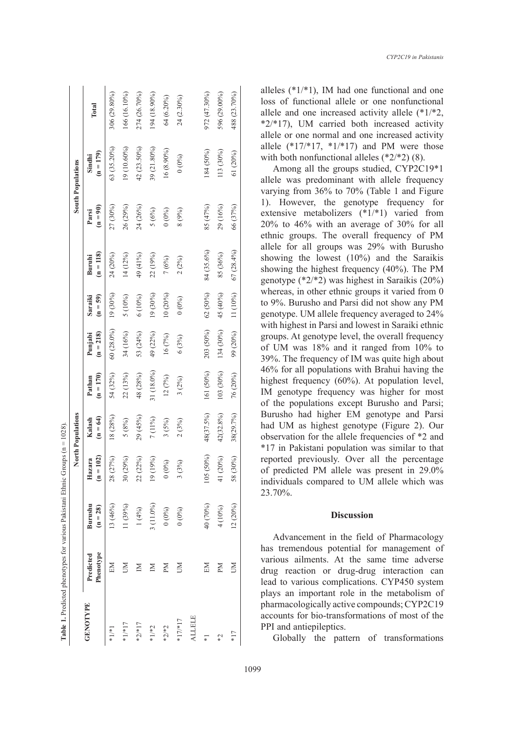**Table 1.** Predicted phenotypes for various Pakistani Ethnic Groups (n = 1028).

| GENOTYPE | Predicted Phenotype | North Populations | | | | | | | South Populations | | Total |
|---|---|---|---|---|---|---|---|---|---|---|---|
| | | Burushu (n = 28) | Hazara (n = 102) | Kalash (n = 64) | Pathan (n = 170) | Punjabi (n = 218) | Saraiki (n = 59) | Buruhi (n = 118) | Parsi (n = 90) | Sindhi (n = 179) | |
| *1/*1 | EM | 13 (46%) | 28 (27%) | 18 (28%) | 54 (32%) | 60 (28.0%) | 19 (30%) | 24 (20%) | 27 (30%) | 63 (35.20%) | 306 (29.80%) |
| *1/*17 | UM | 11 (39%) | 30 (29%) | 5 (8%) | 22 (13%) | 34 (16%) | 5 (10%) | 14 (12%) | 26 (29%) | 19 (10.60%) | 166 (16.10%) |
| *2/*17 | IM | 1 (4%) | 22 (22%) | 29 (45%) | 48 (28%) | 53 (24%) | 6 (10%) | 49 (41%) | 24 (26%) | 42 (23.50%) | 274 (26.70%) |
| *1/*2 | IM | 3 (11.0%) | 19 (19%) | 7 (11%) | 31 (18.0%) | 49 (22%) | 19 (30%) | 22 (19%) | 5 (6%) | 39 (21.80%) | 194 (18.90%) |
| *2/*2 | PM | 0 (0%) | 0 (0%) | 3 (5%) | 12 (7%) | 16 (7%) | 10 (20%) | 7 (6%) | 0 (0%) | 16 (8.90%) | 64 (6.20%) |
| *17/*17 | UM | 0 (0%) | 3 (3%) | 2 (3%) | 3 (2%) | 6 (3%) | 0 (0%) | 2 (2%) | 8 (9%) | 0 (0%) | 24 (2.30%) |
| ALLELE | | | | | | | | | | | |
| *1 | EM | 40 (70%) | 105 (50%) | 48(37.5%) | 161 (50%) | 203 (50%) | 62 (50%) | 84 (35.6%) | 85 (47%) | 184 (50%) | 972 (47.30%) |
| *2 | PM | 4 (10%) | 41 (20%) | 42(32.8%) | 103 (30%) | 134 (30%) | 45 (40%) | 85 (36%) | 29 (16%) | 113 (30%) | 596 (29.00%) |
| *17 | UM | 12 (20%) | 58 (30%) | 38(29.7%) | 76 (20%) | 99 (20%) | 11 (10%) | 67 (28.4%) | 66 (37%) | 61 (20%) | 488 (23.70%) |

alleles (*1/*1), IM had one functional and one loss of functional allele or one nonfunctional allele and one increased activity allele (*1/*2, *2/*17), UM carried both increased activity allele or one normal and one increased activity allele (*17/*17, *1/*17) and PM were those with both nonfunctional alleles (*2/*2) (8).

Among all the groups studied, CYP2C19*1 allele was predominant with allele frequency varying from 36% to 70% (Table 1 and Figure 1). However, the genotype frequency for extensive metabolizers (*1/*1) varied from 20% to 46% with an average of 30% for all ethnic groups. The overall frequency of PM allele for all groups was 29% with Burusho showing the lowest (10%) and the Saraikis showing the highest frequency (40%). The PM genotype (*2/*2) was highest in Saraikis (20%) whereas, in other ethnic groups it varied from 0 to 9%. Burusho and Parsi did not show any PM genotype. UM allele frequency averaged to 24% with highest in Parsi and lowest in Saraiki ethnic groups. At genotype level, the overall frequency of UM was 18% and it ranged from 10% to 39%. The frequency of IM was quite high about 46% for all populations with Brahui having the highest frequency (60%). At population level, IM genotype frequency was higher for most of the populations except Burusho and Parsi; Burusho had higher EM genotype and Parsi had UM as highest genotype (Figure 2). Our observation for the allele frequencies of *2 and *17 in Pakistani population was similar to that reported previously. Over all the percentage of predicted PM allele was present in 29.0% individuals compared to UM allele which was 23.70%.

## Discussion

Advancement in the field of Pharmacology has tremendous potential for management of various ailments. At the same time adverse drug reaction or drug-drug interaction can lead to various complications. CYP450 system plays an important role in the metabolism of pharmacologically active compounds; CYP2C19 accounts for bio-transformations of most of the PPI and antiepileptics.

Globally the pattern of transformations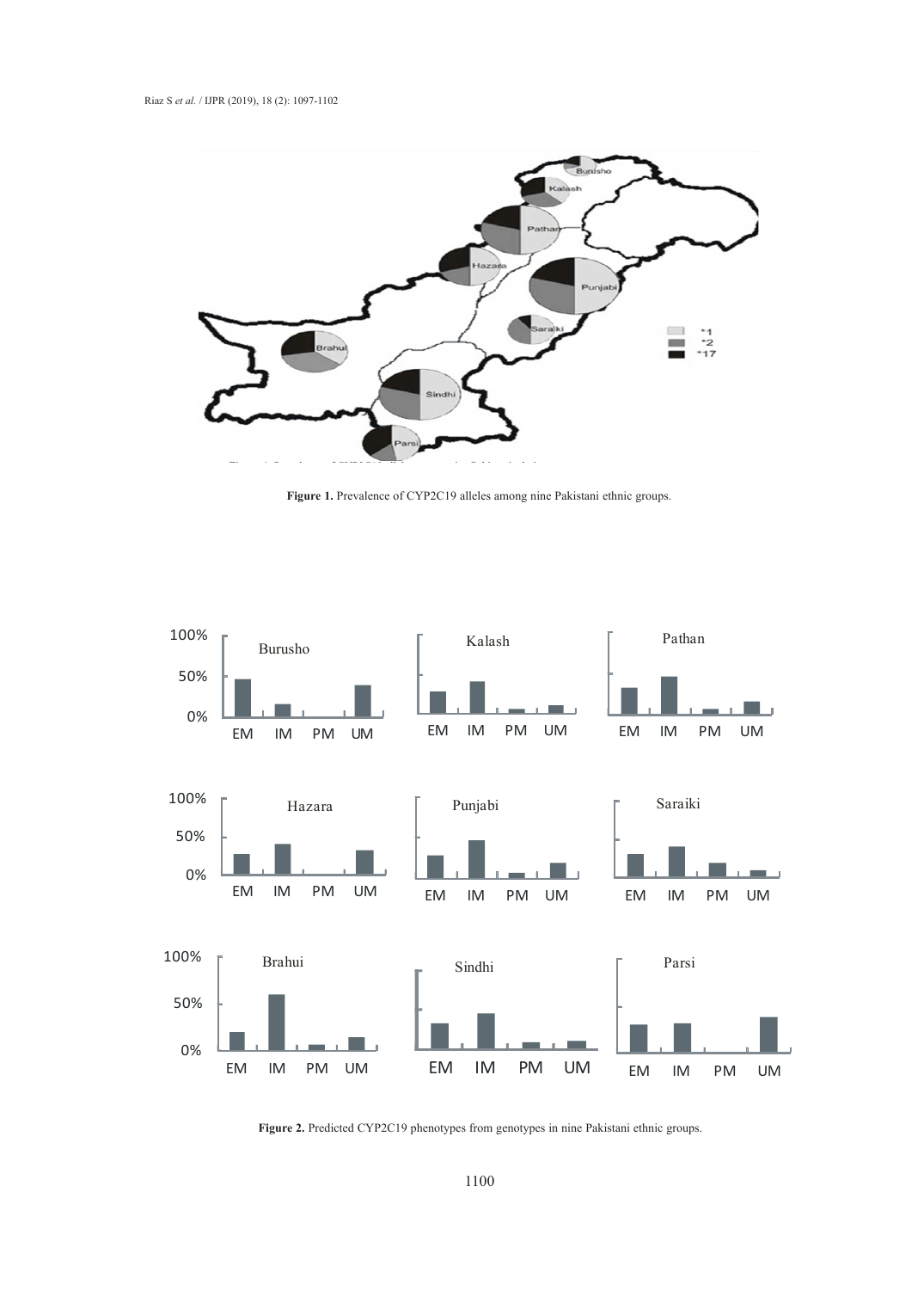Figure 1. Prevalence of CYP2C19 alleles among nine Pakistani ethnic groups.

Figure 2. Predicted CYP2C19 phenotypes from genotypes in nine Pakistani ethnic groups.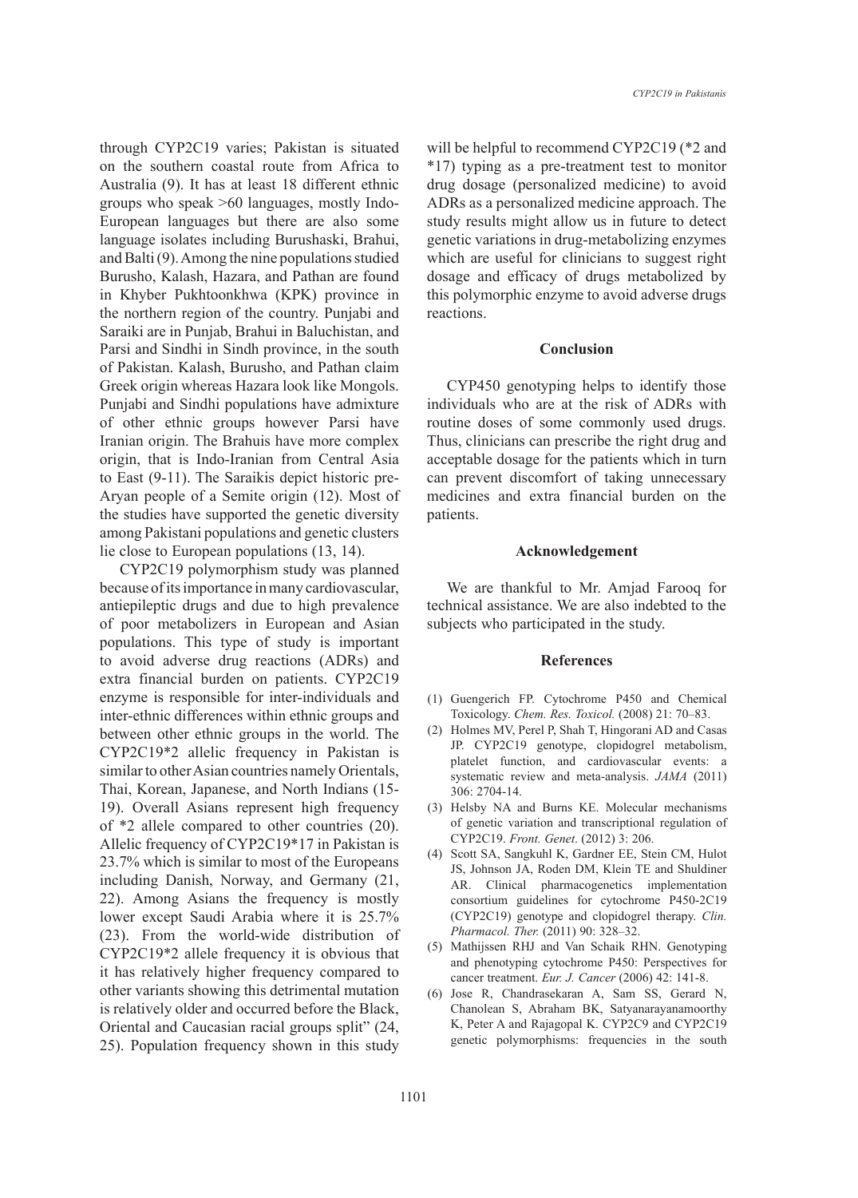through CYP2C19 varies; Pakistan is situated on the southern coastal route from Africa to Australia (9). It has at least 18 different ethnic groups who speak >60 languages, mostly Indo-European languages but there are also some language isolates including Burushaski, Brahui, and Balti (9). Among the nine populations studied Burusho, Kalash, Hazara, and Pathan are found in Khyber Pukhtoonkhwa (KPK) province in the northern region of the country. Punjabi and Saraiki are in Punjab, Brahui in Baluchistan, and Parsi and Sindhi in Sindh province, in the south of Pakistan. Kalash, Burusho, and Pathan claim Greek origin whereas Hazara look like Mongols. Punjabi and Sindhi populations have admixture of other ethnic groups however Parsi have Iranian origin. The Brahuis have more complex origin, that is Indo-Iranian from Central Asia to East (9-11). The Saraikis depict historic pre-Aryan people of a Semite origin (12). Most of the studies have supported the genetic diversity among Pakistani populations and genetic clusters lie close to European populations (13, 14).

CYP2C19 polymorphism study was planned because of its importance in many cardiovascular, antiepileptic drugs and due to high prevalence of poor metabolizers in European and Asian populations. This type of study is important to avoid adverse drug reactions (ADRs) and extra financial burden on patients. CYP2C19 enzyme is responsible for inter-individuals and inter-ethnic differences within ethnic groups and between other ethnic groups in the world. The CYP2C19*2 allelic frequency in Pakistan is similar to other Asian countries namely Orientals, Thai, Korean, Japanese, and North Indians (15-19). Overall Asians represent high frequency of *2 allele compared to other countries (20). Allelic frequency of CYP2C19*17 in Pakistan is 23.7% which is similar to most of the Europeans including Danish, Norway, and Germany (21, 22). Among Asians the frequency is mostly lower except Saudi Arabia where it is 25.7% (23). From the world-wide distribution of CYP2C19*2 allele frequency it is obvious that it has relatively higher frequency compared to other variants showing this detrimental mutation is relatively older and occurred before the Black, Oriental and Caucasian racial groups split" (24, 25). Population frequency shown in this study will be helpful to recommend CYP2C19 (*2 and *17) typing as a pre-treatment test to monitor drug dosage (personalized medicine) to avoid ADRs as a personalized medicine approach. The study results might allow us in future to detect genetic variations in drug-metabolizing enzymes which are useful for clinicians to suggest right dosage and efficacy of drugs metabolized by this polymorphic enzyme to avoid adverse drugs reactions.

## Conclusion

CYP450 genotyping helps to identify those individuals who are at the risk of ADRs with routine doses of some commonly used drugs. Thus, clinicians can prescribe the right drug and acceptable dosage for the patients which in turn can prevent discomfort of taking unnecessary medicines and extra financial burden on the patients.

## Acknowledgement

We are thankful to Mr. Amjad Farooq for technical assistance. We are also indebted to the subjects who participated in the study.

## References

(1) Guengerich FP. Cytochrome P450 and Chemical Toxicology. *Chem. Res. Toxicol.* (2008) 21: 70–83.

(2) Holmes MV, Perel P, Shah T, Hingorani AD and Casas JP. CYP2C19 genotype, clopidogrel metabolism, platelet function, and cardiovascular events: a systematic review and meta-analysis. *JAMA* (2011) 306: 2704-14.

(3) Helsby NA and Burns KE. Molecular mechanisms of genetic variation and transcriptional regulation of CYP2C19. *Front. Genet*. (2012) 3: 206.

(4) Scott SA, Sangkuhl K, Gardner EE, Stein CM, Hulot JS, Johnson JA, Roden DM, Klein TE and Shuldiner AR. Clinical pharmacogenetics implementation consortium guidelines for cytochrome P450-2C19 (CYP2C19) genotype and clopidogrel therapy. *Clin. Pharmacol. Ther.* (2011) 90: 328–32.

(5) Mathijssen RHJ and Van Schaik RHN. Genotyping and phenotyping cytochrome P450: Perspectives for cancer treatment. *Eur. J. Cancer* (2006) 42: 141-8.

(6) Jose R, Chandrasekaran A, Sam SS, Gerard N, Chanolean S, Abraham BK, Satyanarayanamoorthy K, Peter A and Rajagopal K. CYP2C9 and CYP2C19 genetic polymorphisms: frequencies in the south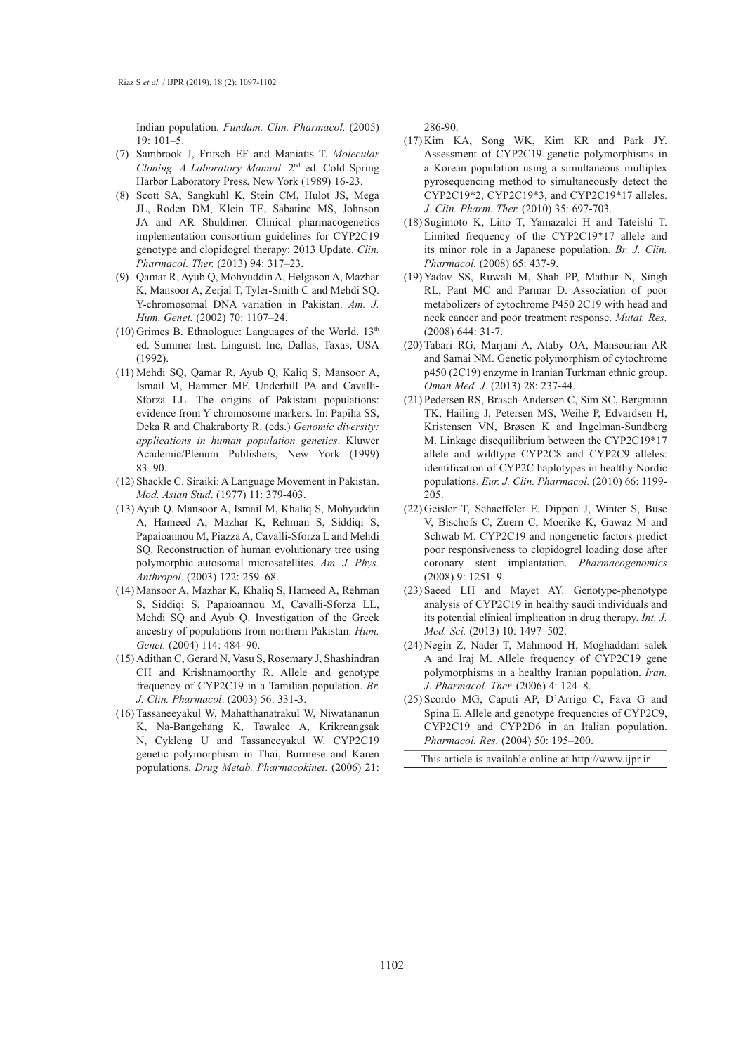Indian population. *Fundam. Clin. Pharmacol.* (2005) 19: 101–5.

(7) Sambrook J, Fritsch EF and Maniatis T. *Molecular Cloning. A Laboratory Manual*. 2nd ed. Cold Spring Harbor Laboratory Press, New York (1989) 16-23.

(8) Scott SA, Sangkuhl K, Stein CM, Hulot JS, Mega JL, Roden DM, Klein TE, Sabatine MS, Johnson JA and AR Shuldiner. Clinical pharmacogenetics implementation consortium guidelines for CYP2C19 genotype and clopidogrel therapy: 2013 Update. *Clin. Pharmacol. Ther.* (2013) 94: 317–23.

(9) Qamar R, Ayub Q, Mohyuddin A, Helgason A, Mazhar K, Mansoor A, Zerjal T, Tyler-Smith C and Mehdi SQ. Y-chromosomal DNA variation in Pakistan. *Am. J. Hum. Genet.* (2002) 70: 1107–24.

(10) Grimes B. Ethnologue: Languages of the World. 13th ed. Summer Inst. Linguist. Inc, Dallas, Taxas, USA (1992).

(11) Mehdi SQ, Qamar R, Ayub Q, Kaliq S, Mansoor A, Ismail M, Hammer MF, Underhill PA and Cavalli-Sforza LL. The origins of Pakistani populations: evidence from Y chromosome markers. In: Papiha SS, Deka R and Chakraborty R. (eds.) *Genomic diversity: applications in human population genetics*. Kluwer Academic/Plenum Publishers, New York (1999) 83–90.

(12) Shackle C. Siraiki: A Language Movement in Pakistan. *Mod. Asian Stud*. (1977) 11: 379-403.

(13) Ayub Q, Mansoor A, Ismail M, Khaliq S, Mohyuddin A, Hameed A, Mazhar K, Rehman S, Siddiqi S, Papaioannou M, Piazza A, Cavalli-Sforza L and Mehdi SQ. Reconstruction of human evolutionary tree using polymorphic autosomal microsatellites. *Am. J. Phys. Anthropol.* (2003) 122: 259–68.

(14) Mansoor A, Mazhar K, Khaliq S, Hameed A, Rehman S, Siddiqi S, Papaioannou M, Cavalli-Sforza LL, Mehdi SQ and Ayub Q. Investigation of the Greek ancestry of populations from northern Pakistan. *Hum. Genet.* (2004) 114: 484–90.

(15) Adithan C, Gerard N, Vasu S, Rosemary J, Shashindran CH and Krishnamoorthy R. Allele and genotype frequency of CYP2C19 in a Tamilian population. *Br. J. Clin. Pharmacol*. (2003) 56: 331-3.

(16) Tassaneeyakul W, Mahatthanatrakul W, Niwatananun K, Na-Bangchang K, Tawalee A, Krikreangsak N, Cykleng U and Tassaneeyakul W. CYP2C19 genetic polymorphism in Thai, Burmese and Karen populations. *Drug Metab. Pharmacokinet.* (2006) 21: 286-90.

(17) Kim KA, Song WK, Kim KR and Park JY. Assessment of CYP2C19 genetic polymorphisms in a Korean population using a simultaneous multiplex pyrosequencing method to simultaneously detect the CYP2C19*2, CYP2C19*3, and CYP2C19*17 alleles. *J. Clin. Pharm. Ther.* (2010) 35: 697-703.

(18) Sugimoto K, Lino T, Yamazalci H and Tateishi T. Limited frequency of the CYP2C19*17 allele and its minor role in a Japanese population. *Br. J. Clin. Pharmacol.* (2008) 65: 437-9.

(19) Yadav SS, Ruwali M, Shah PP, Mathur N, Singh RL, Pant MC and Parmar D. Association of poor metabolizers of cytochrome P450 2C19 with head and neck cancer and poor treatment response. *Mutat. Res.* (2008) 644: 31-7.

(20) Tabari RG, Marjani A, Ataby OA, Mansourian AR and Samai NM. Genetic polymorphism of cytochrome p450 (2C19) enzyme in Iranian Turkman ethnic group. *Oman Med. J*. (2013) 28: 237-44.

(21) Pedersen RS, Brasch-Andersen C, Sim SC, Bergmann TK, Hailing J, Petersen MS, Weihe P, Edvardsen H, Kristensen VN, Brøsen K and Ingelman-Sundberg M. Linkage disequilibrium between the CYP2C19*17 allele and wildtype CYP2C8 and CYP2C9 alleles: identification of CYP2C haplotypes in healthy Nordic populations. *Eur. J. Clin. Pharmacol.* (2010) 66: 1199-205.

(22) Geisler T, Schaeffeler E, Dippon J, Winter S, Buse V, Bischofs C, Zuern C, Moerike K, Gawaz M and Schwab M. CYP2C19 and nongenetic factors predict poor responsiveness to clopidogrel loading dose after coronary stent implantation. *Pharmacogenomics* (2008) 9: 1251–9.

(23) Saeed LH and Mayet AY. Genotype-phenotype analysis of CYP2C19 in healthy saudi individuals and its potential clinical implication in drug therapy. *Int. J. Med. Sci.* (2013) 10: 1497–502.

(24) Negin Z, Nader T, Mahmood H, Moghaddam salek A and Iraj M. Allele frequency of CYP2C19 gene polymorphisms in a healthy Iranian population. *Iran. J. Pharmacol. Ther.* (2006) 4: 124–8.

(25) Scordo MG, Caputi AP, D'Arrigo C, Fava G and Spina E. Allele and genotype frequencies of CYP2C9, CYP2C19 and CYP2D6 in an Italian population. *Pharmacol. Res.* (2004) 50: 195–200.

This article is available online at http://www.ijpr.ir